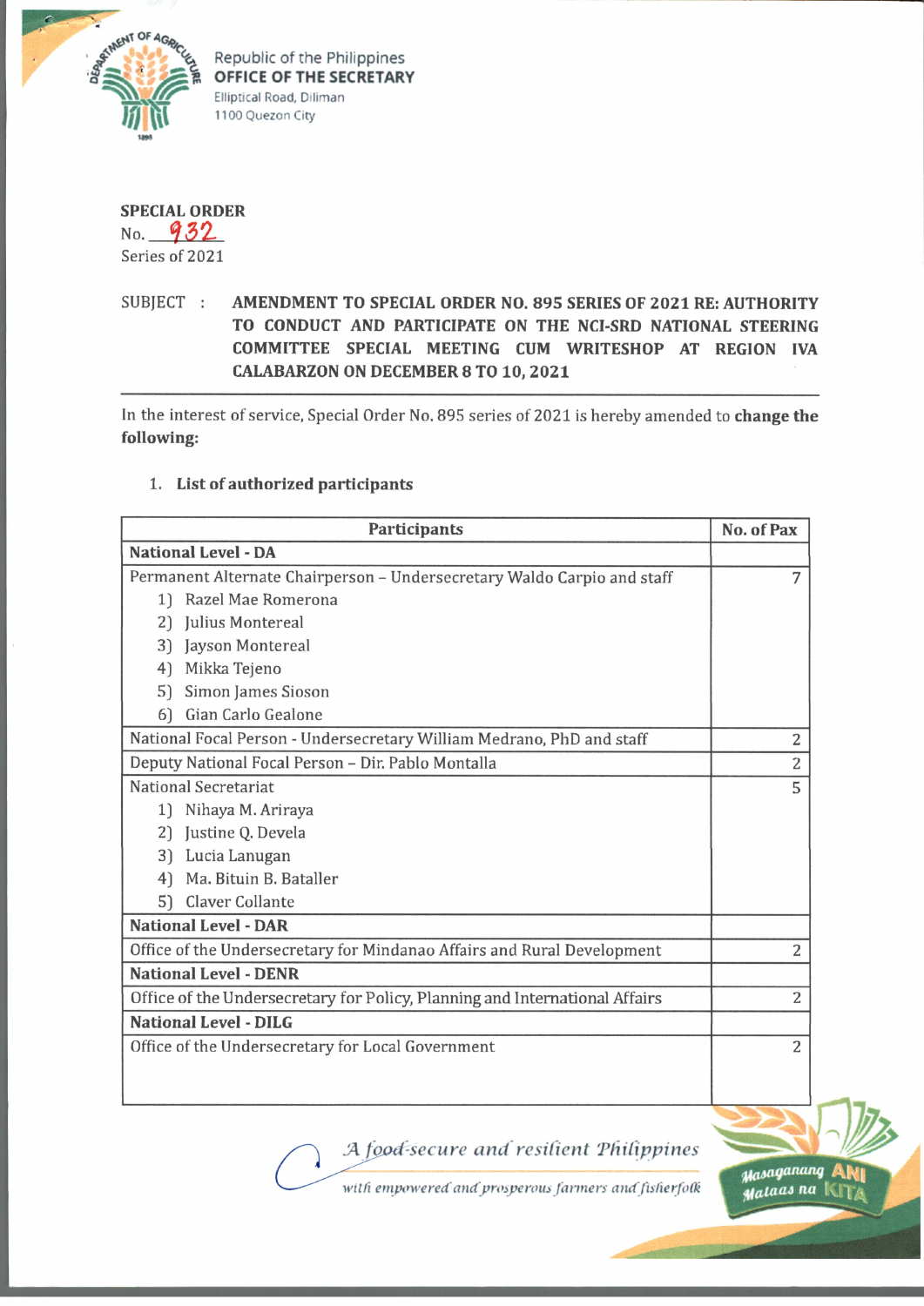Republic of the Philippines
**OFFICE OF THE SECRETARY**
Elliptical Road, Diliman
1100 Quezon City

**SPECIAL ORDER**
No. 932
Series of 2021

SUBJECT : **AMENDMENT TO SPECIAL ORDER NO. 895 SERIES OF 2021 RE: AUTHORITY TO CONDUCT AND PARTICIPATE ON THE NCI-SRD NATIONAL STEERING COMMITTEE SPECIAL MEETING CUM WRITESHOP AT REGION IVA CALABARZON ON DECEMBER 8 TO 10, 2021**

---

In the interest of service, Special Order No. 895 series of 2021 is hereby amended to **change the following:**

1. **List of authorized participants**

| Participants | No. of Pax |
|---|---|
| **National Level - DA** | |
| Permanent Alternate Chairperson – Undersecretary Waldo Carpio and staff<br>1) Razel Mae Romerona<br>2) Julius Montereal<br>3) Jayson Montereal<br>4) Mikka Tejeno<br>5) Simon James Sioson<br>6) Gian Carlo Gealone | 7 |
| National Focal Person - Undersecretary William Medrano, PhD and staff | 2 |
| Deputy National Focal Person – Dir. Pablo Montalla | 2 |
| National Secretariat<br>1) Nihaya M. Ariraya<br>2) Justine Q. Devela<br>3) Lucia Lanugan<br>4) Ma. Bituin B. Bataller<br>5) Claver Collante | 5 |
| **National Level - DAR** | |
| Office of the Undersecretary for Mindanao Affairs and Rural Development | 2 |
| **National Level - DENR** | |
| Office of the Undersecretary for Policy, Planning and International Affairs | 2 |
| **National Level - DILG** | |
| Office of the Undersecretary for Local Government | 2 |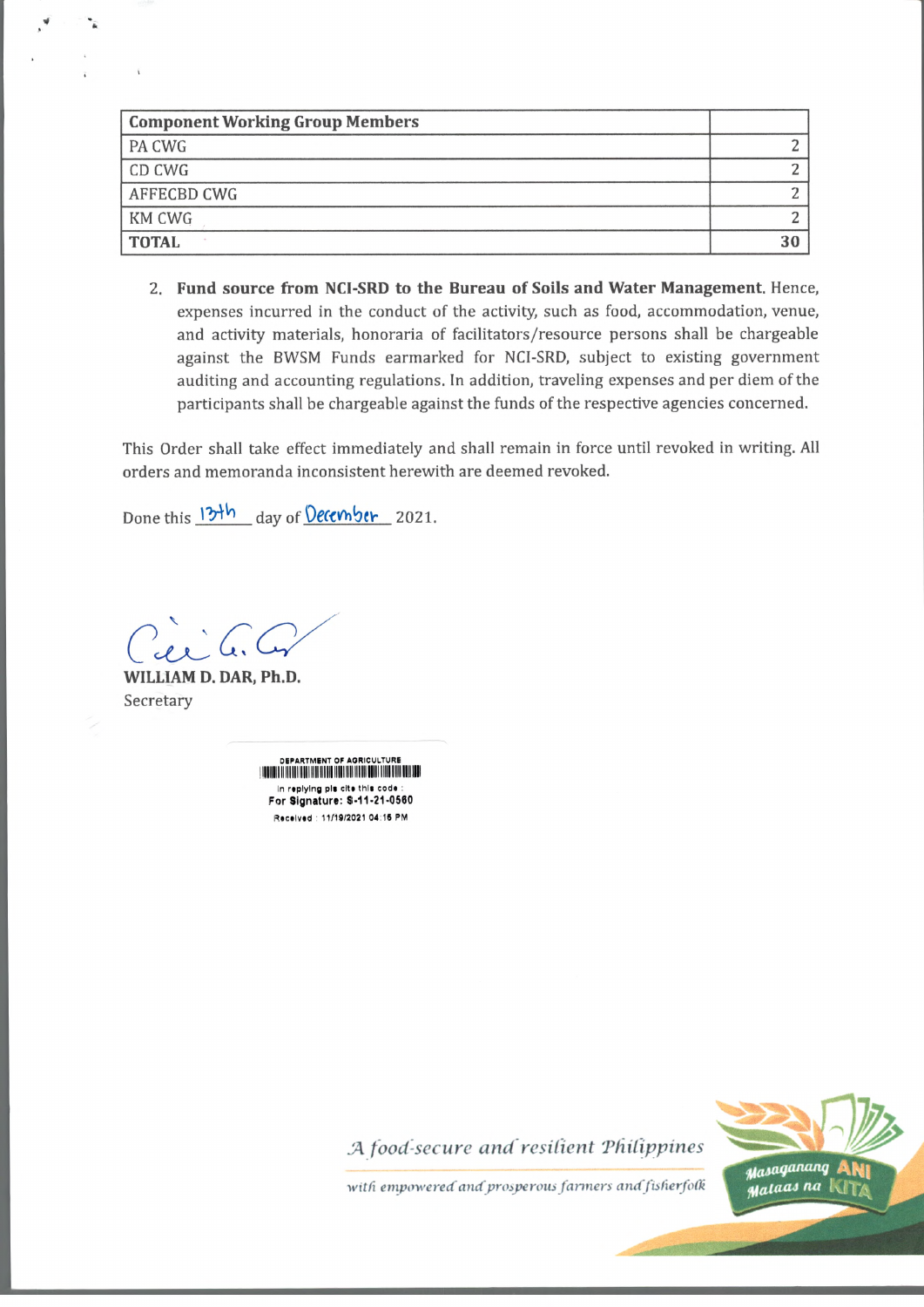| Component Working Group Members | |
|---|---|
| PA CWG | 2 |
| CD CWG | 2 |
| AFFECBD CWG | 2 |
| KM CWG | 2 |
| **TOTAL** | **30** |

2. **Fund source from NCI-SRD to the Bureau of Soils and Water Management.** Hence, expenses incurred in the conduct of the activity, such as food, accommodation, venue, and activity materials, honoraria of facilitators/resource persons shall be chargeable against the BWSM Funds earmarked for NCI-SRD, subject to existing government auditing and accounting regulations. In addition, traveling expenses and per diem of the participants shall be chargeable against the funds of the respective agencies concerned.

This Order shall take effect immediately and shall remain in force until revoked in writing. All orders and memoranda inconsistent herewith are deemed revoked.

Done this 13th day of December 2021.

**WILLIAM D. DAR, Ph.D.**
Secretary

DEPARTMENT OF AGRICULTURE
In replying pls cite this code :
For Signature: S-11-21-0560
Received : 11/19/2021 04:16 PM

*A food-secure and resilient Philippines*
*with empowered and prosperous farmers and fisherfolk*

Masaganang ANI Mataas na KITA